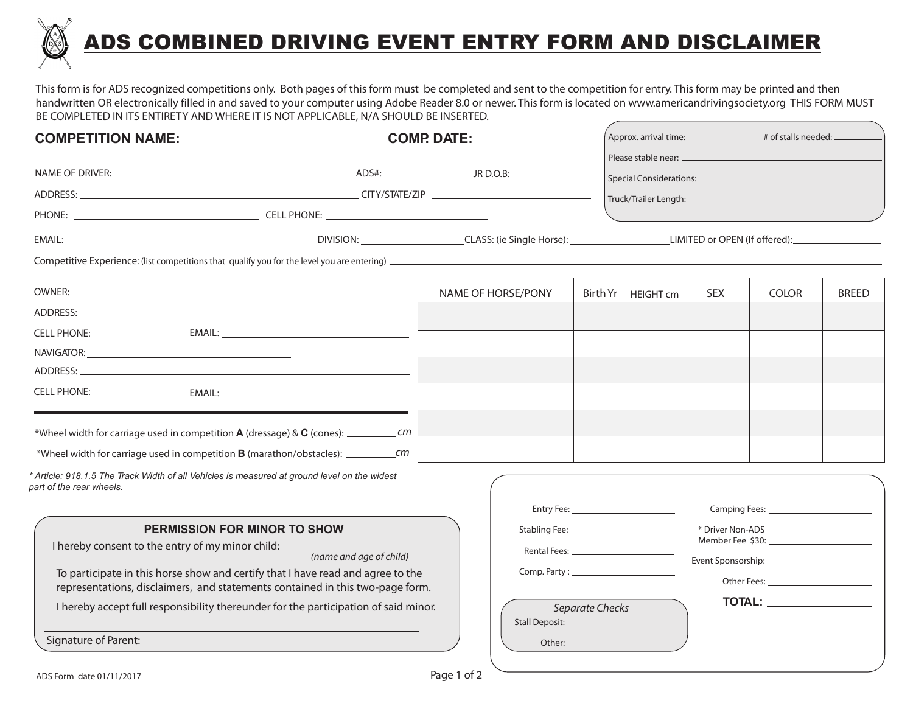# ADS COMBINED DRIVING EVENT ENTRY FORM AND DISCLAIMER

This form is for ADS recognized competitions only. Both pages of this form must be completed and sent to the competition for entry. This form may be printed and then handwritten OR electronically filled in and saved to your computer using Adobe Reader 8.0 or newer. This form is located on www.americandrivingsociety.org THIS FORM MUST BE COMPLETED IN ITS ENTIRETY AND WHERE IT IS NOT APPLICABLE, N/A SHOULD BE INSERTED.

**COMPETITION NAME:** ______________________ **COMP. DATE:** ______________

Approx. arrival time: ____________ # of stalls needed: ________

Please stable near: ______________________

Special Considerations: ______________________

Truck/Trailer Length: ______________

NAME OF DRIVER: ______________________ ADS#: __________ JR D.O.B: __________

ADDRESS: ______________________ CITY/STATE/ZIP ______________________

PHONE: ______________________ CELL PHONE: ______________________

EMAIL: ______________________ DIVISION: ______________ CLASS: (ie Single Horse): ______________ LIMITED or OPEN (If offered): ______________

Competitive Experience: (list competitions that qualify you for the level you are entering) ______________________

OWNER: ______________________

ADDRESS: ______________________

CELL PHONE: ______________ EMAIL: ______________________

NAVIGATOR: ______________________

ADDRESS: ______________________

CELL PHONE: ______________ EMAIL: ______________________

| NAME OF HORSE/PONY | Birth Yr | HEIGHT cm | SEX | COLOR | BREED |
|---|---|---|---|---|---|
| | | | | | |
| | | | | | |
| | | | | | |
| | | | | | |
| | | | | | |
| | | | | | |

*Wheel width for carriage used in competition **A** (dressage) & **C** (cones): __________ *cm*

*Wheel width for carriage used in competition **B** (marathon/obstacles): __________ *cm*

*\* Article: 918.1.5 The Track Width of all Vehicles is measured at ground level on the widest part of the rear wheels.*

### PERMISSION FOR MINOR TO SHOW

I hereby consent to the entry of my minor child: ______________________
*(name and age of child)*

To participate in this horse show and certify that I have read and agree to the representations, disclaimers, and statements contained in this two-page form.

I hereby accept full responsibility thereunder for the participation of said minor.

______________________

Signature of Parent:

Entry Fee: ______________

Stabling Fee: ______________

Rental Fees: ______________

Comp. Party : ______________

Camping Fees: ______________

\* Driver Non-ADS Member Fee $30: ______________

Event Sponsorship: ______________

Other Fees: ______________

**TOTAL:** ______________

*Separate Checks*

Stall Deposit: ______________

Other: ______________

ADS Form date 01/11/2017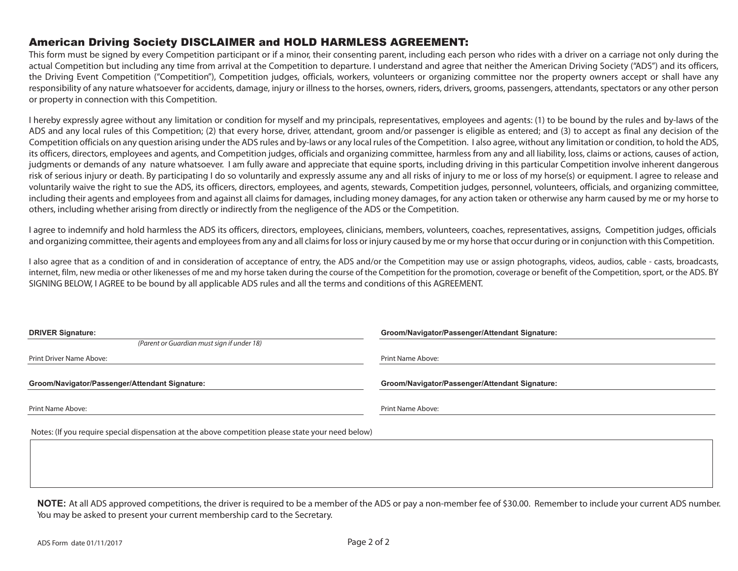## American Driving Society DISCLAIMER and HOLD HARMLESS AGREEMENT:

This form must be signed by every Competition participant or if a minor, their consenting parent, including each person who rides with a driver on a carriage not only during the actual Competition but including any time from arrival at the Competition to departure. I understand and agree that neither the American Driving Society ("ADS") and its officers, the Driving Event Competition ("Competition"), Competition judges, officials, workers, volunteers or organizing committee nor the property owners accept or shall have any responsibility of any nature whatsoever for accidents, damage, injury or illness to the horses, owners, riders, drivers, grooms, passengers, attendants, spectators or any other person or property in connection with this Competition.

I hereby expressly agree without any limitation or condition for myself and my principals, representatives, employees and agents: (1) to be bound by the rules and by-laws of the ADS and any local rules of this Competition; (2) that every horse, driver, attendant, groom and/or passenger is eligible as entered; and (3) to accept as final any decision of the Competition officials on any question arising under the ADS rules and by-laws or any local rules of the Competition. I also agree, without any limitation or condition, to hold the ADS, its officers, directors, employees and agents, and Competition judges, officials and organizing committee, harmless from any and all liability, loss, claims or actions, causes of action, judgments or demands of any nature whatsoever. I am fully aware and appreciate that equine sports, including driving in this particular Competition involve inherent dangerous risk of serious injury or death. By participating I do so voluntarily and expressly assume any and all risks of injury to me or loss of my horse(s) or equipment. I agree to release and voluntarily waive the right to sue the ADS, its officers, directors, employees, and agents, stewards, Competition judges, personnel, volunteers, officials, and organizing committee, including their agents and employees from and against all claims for damages, including money damages, for any action taken or otherwise any harm caused by me or my horse to others, including whether arising from directly or indirectly from the negligence of the ADS or the Competition.

I agree to indemnify and hold harmless the ADS its officers, directors, employees, clinicians, members, volunteers, coaches, representatives, assigns, Competition judges, officials and organizing committee, their agents and employees from any and all claims for loss or injury caused by me or my horse that occur during or in conjunction with this Competition.

I also agree that as a condition of and in consideration of acceptance of entry, the ADS and/or the Competition may use or assign photographs, videos, audios, cable - casts, broadcasts, internet, film, new media or other likenesses of me and my horse taken during the course of the Competition for the promotion, coverage or benefit of the Competition, sport, or the ADS. BY SIGNING BELOW, I AGREE to be bound by all applicable ADS rules and all the terms and conditions of this AGREEMENT.

**DRIVER Signature:** ______________________________
*(Parent or Guardian must sign if under 18)*

Print Driver Name Above: ______________________________

**Groom/Navigator/Passenger/Attendant Signature:** ______________________________

Print Name Above: ______________________________

**Groom/Navigator/Passenger/Attendant Signature:** ______________________________

Print Name Above: ______________________________

**Groom/Navigator/Passenger/Attendant Signature:** ______________________________

Print Name Above: ______________________________

Notes: (If you require special dispensation at the above competition please state your need below)

**NOTE:** At all ADS approved competitions, the driver is required to be a member of the ADS or pay a non-member fee of $30.00. Remember to include your current ADS number. You may be asked to present your current membership card to the Secretary.

ADS Form date 01/11/2017